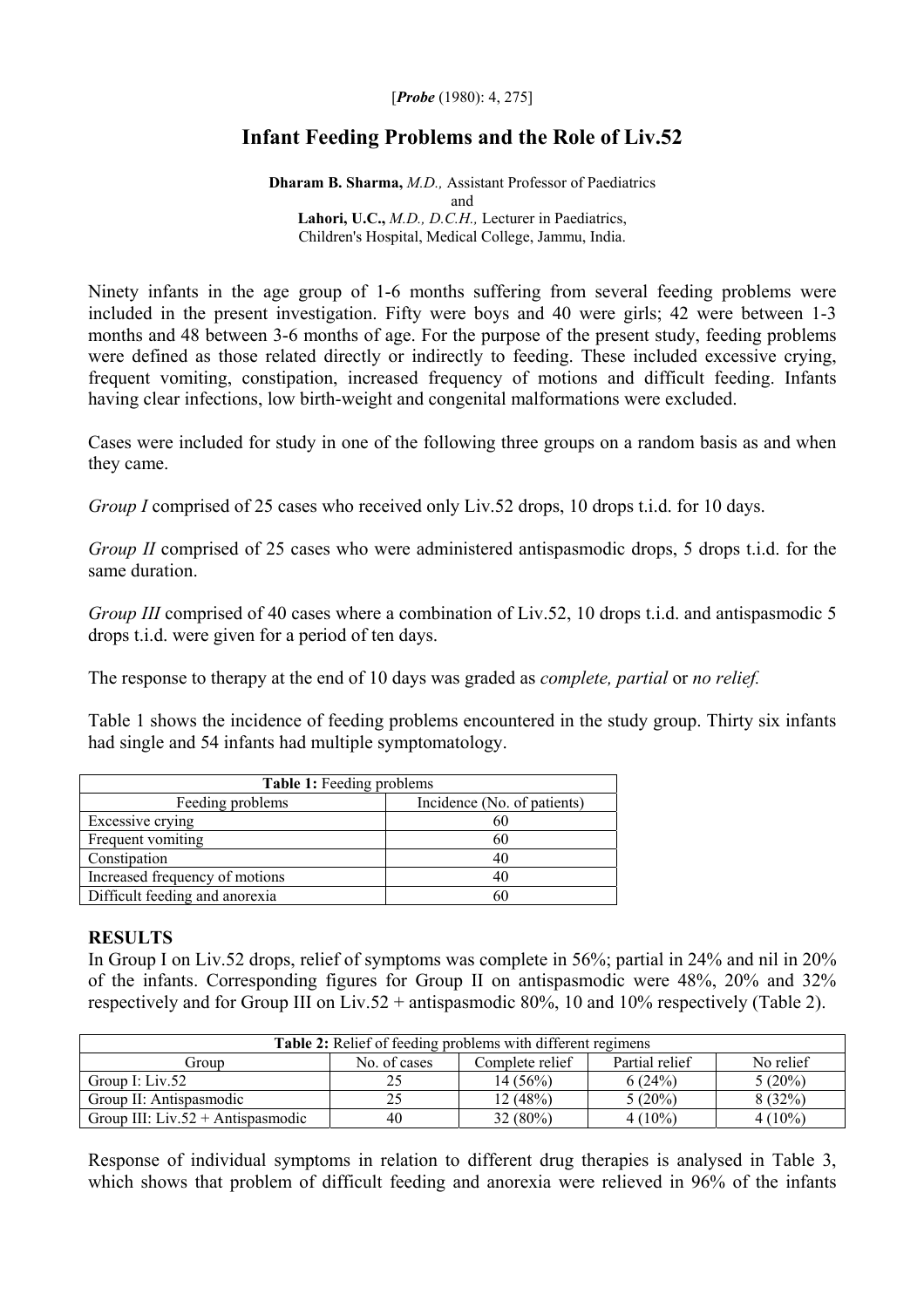[*Probe* (1980): 4, 275]

# Infant Feeding Problems and the Role of Liv.52

**Dharam B. Sharma,** *M.D.,* Assistant Professor of Paediatrics
and
**Lahori, U.C.,** *M.D., D.C.H.,* Lecturer in Paediatrics,
Children's Hospital, Medical College, Jammu, India.

Ninety infants in the age group of 1-6 months suffering from several feeding problems were included in the present investigation. Fifty were boys and 40 were girls; 42 were between 1-3 months and 48 between 3-6 months of age. For the purpose of the present study, feeding problems were defined as those related directly or indirectly to feeding. These included excessive crying, frequent vomiting, constipation, increased frequency of motions and difficult feeding. Infants having clear infections, low birth-weight and congenital malformations were excluded.

Cases were included for study in one of the following three groups on a random basis as and when they came.

*Group I* comprised of 25 cases who received only Liv.52 drops, 10 drops t.i.d. for 10 days.

*Group II* comprised of 25 cases who were administered antispasmodic drops, 5 drops t.i.d. for the same duration.

*Group III* comprised of 40 cases where a combination of Liv.52, 10 drops t.i.d. and antispasmodic 5 drops t.i.d. were given for a period of ten days.

The response to therapy at the end of 10 days was graded as *complete, partial* or *no relief.*

Table 1 shows the incidence of feeding problems encountered in the study group. Thirty six infants had single and 54 infants had multiple symptomatology.

**Table 1:** Feeding problems

| Feeding problems | Incidence (No. of patients) |
|---|---|
| Excessive crying | 60 |
| Frequent vomiting | 60 |
| Constipation | 40 |
| Increased frequency of motions | 40 |
| Difficult feeding and anorexia | 60 |

**RESULTS**

In Group I on Liv.52 drops, relief of symptoms was complete in 56%; partial in 24% and nil in 20% of the infants. Corresponding figures for Group II on antispasmodic were 48%, 20% and 32% respectively and for Group III on Liv.52 + antispasmodic 80%, 10 and 10% respectively (Table 2).

**Table 2:** Relief of feeding problems with different regimens

| Group | No. of cases | Complete relief | Partial relief | No relief |
|---|---|---|---|---|
| Group I: Liv.52 | 25 | 14 (56%) | 6 (24%) | 5 (20%) |
| Group II: Antispasmodic | 25 | 12 (48%) | 5 (20%) | 8 (32%) |
| Group III: Liv.52 + Antispasmodic | 40 | 32 (80%) | 4 (10%) | 4 (10%) |

Response of individual symptoms in relation to different drug therapies is analysed in Table 3, which shows that problem of difficult feeding and anorexia were relieved in 96% of the infants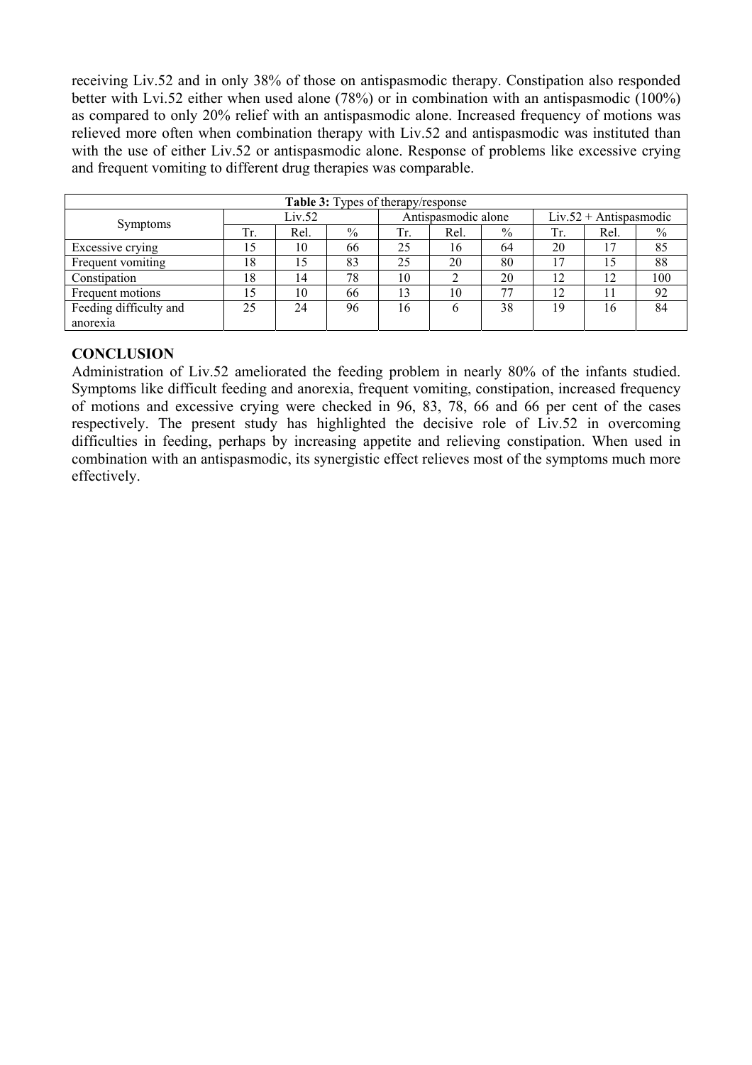receiving Liv.52 and in only 38% of those on antispasmodic therapy. Constipation also responded better with Lvi.52 either when used alone (78%) or in combination with an antispasmodic (100%) as compared to only 20% relief with an antispasmodic alone. Increased frequency of motions was relieved more often when combination therapy with Liv.52 and antispasmodic was instituted than with the use of either Liv.52 or antispasmodic alone. Response of problems like excessive crying and frequent vomiting to different drug therapies was comparable.

**Table 3:** Types of therapy/response

| Symptoms | Liv.52 | | | Antispasmodic alone | | | Liv.52 + Antispasmodic | | |
|---|---|---|---|---|---|---|---|---|---|
| | Tr. | Rel. | % | Tr. | Rel. | % | Tr. | Rel. | % |
| Excessive crying | 15 | 10 | 66 | 25 | 16 | 64 | 20 | 17 | 85 |
| Frequent vomiting | 18 | 15 | 83 | 25 | 20 | 80 | 17 | 15 | 88 |
| Constipation | 18 | 14 | 78 | 10 | 2 | 20 | 12 | 12 | 100 |
| Frequent motions | 15 | 10 | 66 | 13 | 10 | 77 | 12 | 11 | 92 |
| Feeding difficulty and anorexia | 25 | 24 | 96 | 16 | 6 | 38 | 19 | 16 | 84 |

## CONCLUSION

Administration of Liv.52 ameliorated the feeding problem in nearly 80% of the infants studied. Symptoms like difficult feeding and anorexia, frequent vomiting, constipation, increased frequency of motions and excessive crying were checked in 96, 83, 78, 66 and 66 per cent of the cases respectively. The present study has highlighted the decisive role of Liv.52 in overcoming difficulties in feeding, perhaps by increasing appetite and relieving constipation. When used in combination with an antispasmodic, its synergistic effect relieves most of the symptoms much more effectively.